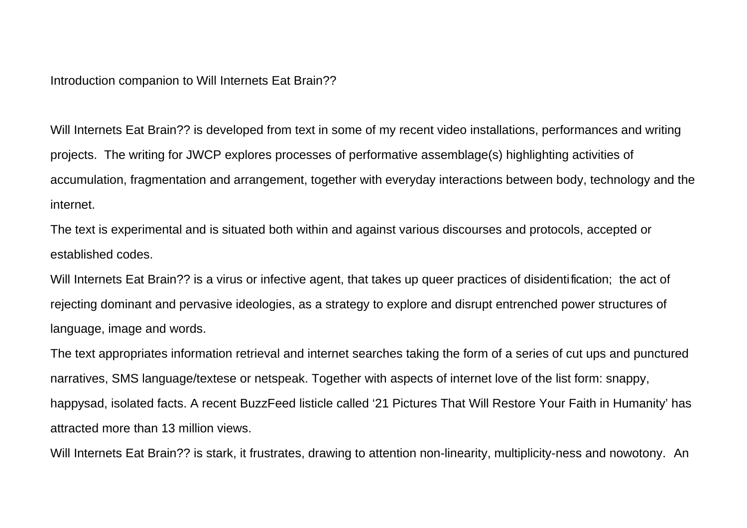Introduction companion to Will Internets Eat Brain??

Will Internets Eat Brain?? is developed from text in some of my recent video installations, performances and writing projects. The writing for JWCP explores processes of performative assemblage(s) highlighting activities of accumulation, fragmentation and arrangement, together with everyday interactions between body, technology and the internet.

The text is experimental and is situated both within and against various discourses and protocols, accepted or established codes.

Will Internets Eat Brain?? is a virus or infective agent, that takes up queer practices of disidentification; the act of rejecting dominant and pervasive ideologies, as a strategy to explore and disrupt entrenched power structures of language, image and words.

The text appropriates information retrieval and internet searches taking the form of a series of cut ups and punctured narratives, SMS language/textese or netspeak. Together with aspects of internet love of the list form: snappy, happysad, isolated facts. A recent BuzzFeed listicle called '21 Pictures That Will Restore Your Faith in Humanity' has attracted more than 13 million views.

Will Internets Eat Brain?? is stark, it frustrates, drawing to attention non-linearity, multiplicity-ness and nowotony. An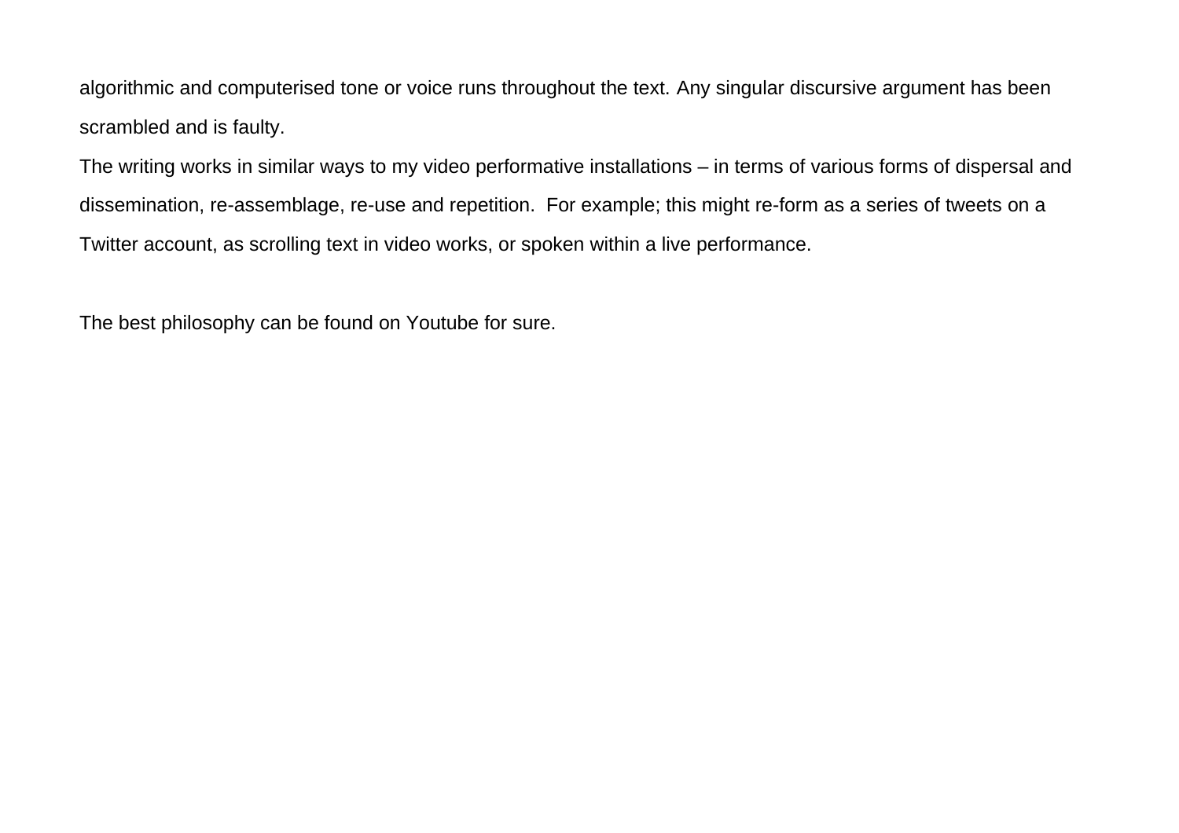algorithmic and computerised tone or voice runs throughout the text. Any singular discursive argument has been scrambled and is faulty.

The writing works in similar ways to my video performative installations – in terms of various forms of dispersal and dissemination, re-assemblage, re-use and repetition. For example; this might re-form as a series of tweets on a Twitter account, as scrolling text in video works, or spoken within a live performance.

The best philosophy can be found on Youtube for sure.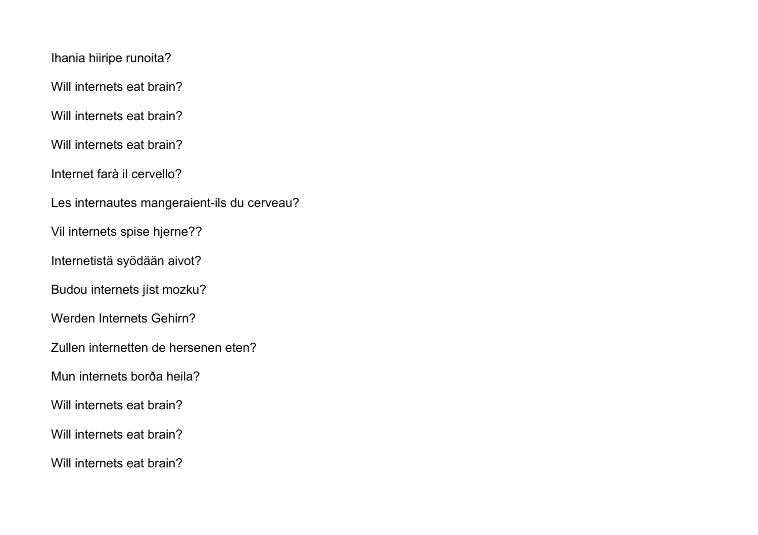Ihania hiiripe runoita?

Will internets eat brain?

Will internets eat brain?

Will internets eat brain?

Internet farà il cervello?

Les internautes mangeraient-ils du cerveau?

Vil internets spise hjerne??

Internetistä syödään aivot?

Budou internets jíst mozku?

Werden Internets Gehirn?

Zullen internetten de hersenen eten?

Mun internets borða heila?

Will internets eat brain?

Will internets eat brain?

Will internets eat brain?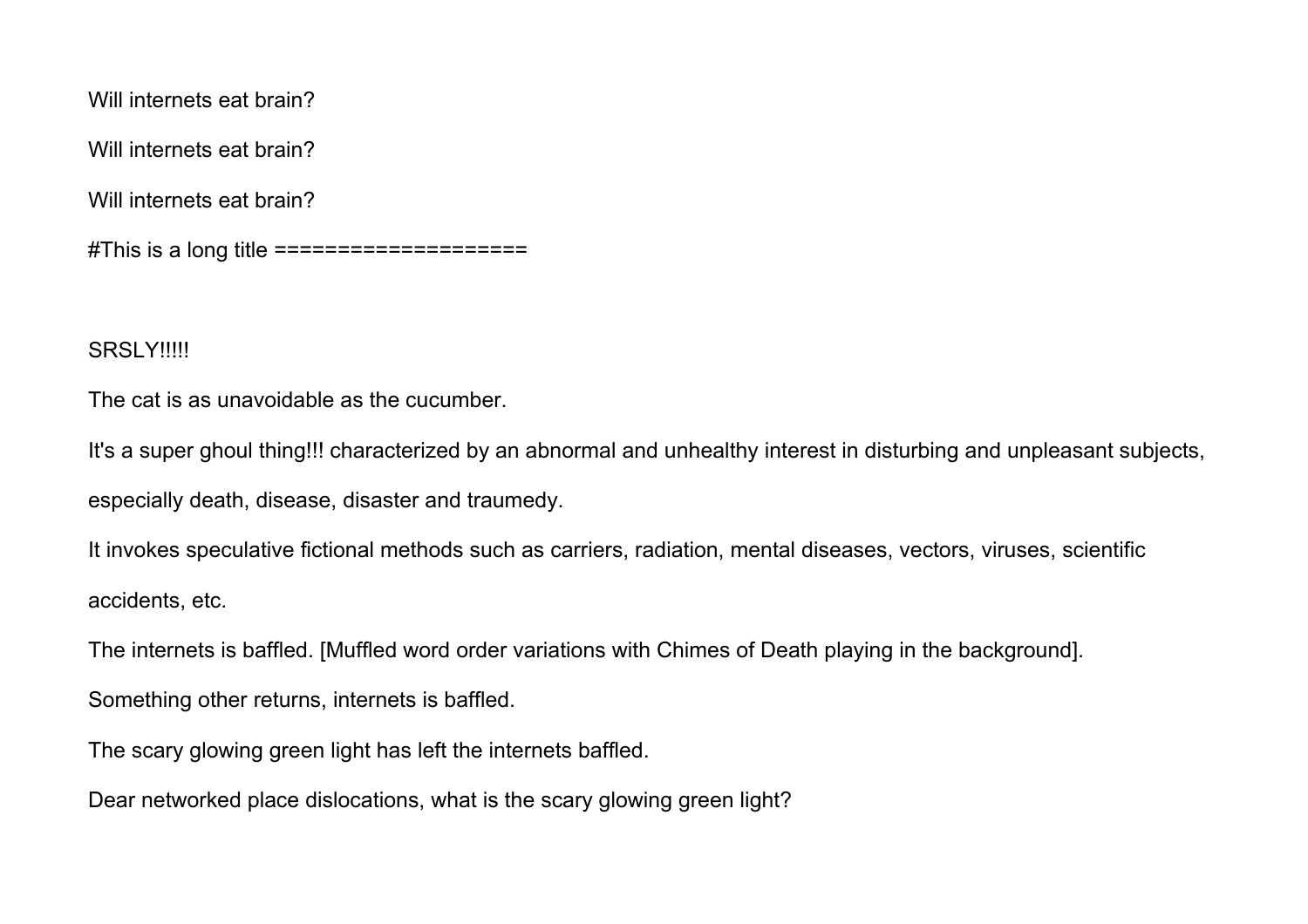Will internets eat brain?

Will internets eat brain?

Will internets eat brain?

#This is a long title ===================

SRSLY!!!!!

The cat is as unavoidable as the cucumber.

It's a super ghoul thing!!! characterized by an abnormal and unhealthy interest in disturbing and unpleasant subjects, especially death, disease, disaster and traumedy.

It invokes speculative fictional methods such as carriers, radiation, mental diseases, vectors, viruses, scientific accidents, etc.

The internets is baffled. [Muffled word order variations with Chimes of Death playing in the background].

Something other returns, internets is baffled.

The scary glowing green light has left the internets baffled.

Dear networked place dislocations, what is the scary glowing green light?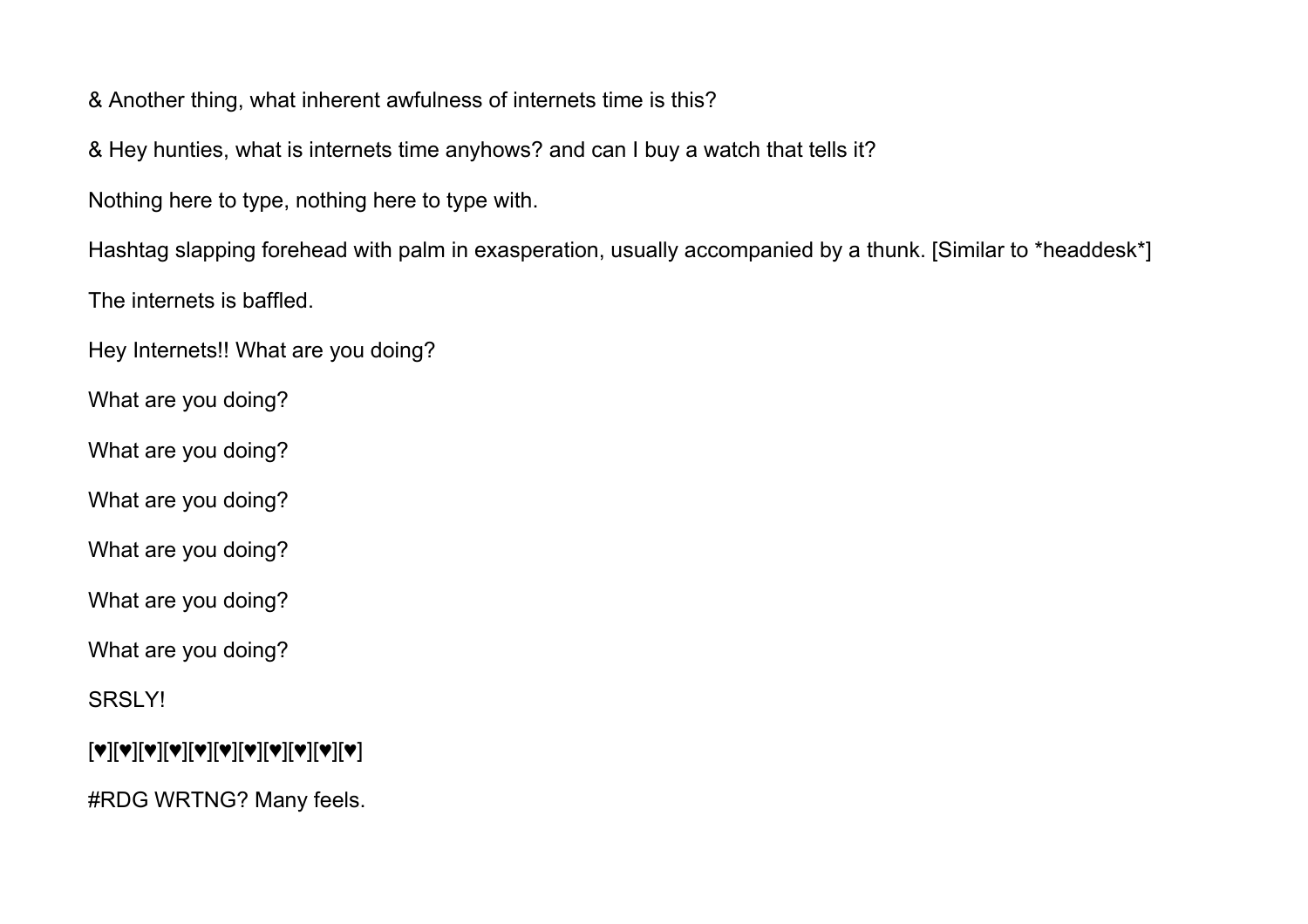& Another thing, what inherent awfulness of internets time is this?

& Hey hunties, what is internets time anyhows? and can I buy a watch that tells it?

Nothing here to type, nothing here to type with.

Hashtag slapping forehead with palm in exasperation, usually accompanied by a thunk. [Similar to *headdesk*]

The internets is baffled.

Hey Internets!! What are you doing?

What are you doing?

What are you doing?

What are you doing?

What are you doing?

What are you doing?

What are you doing?

SRSLY!

[♥][♥][♥][♥][♥][♥][♥][♥][♥][♥][♥]

#RDG WRTNG? Many feels.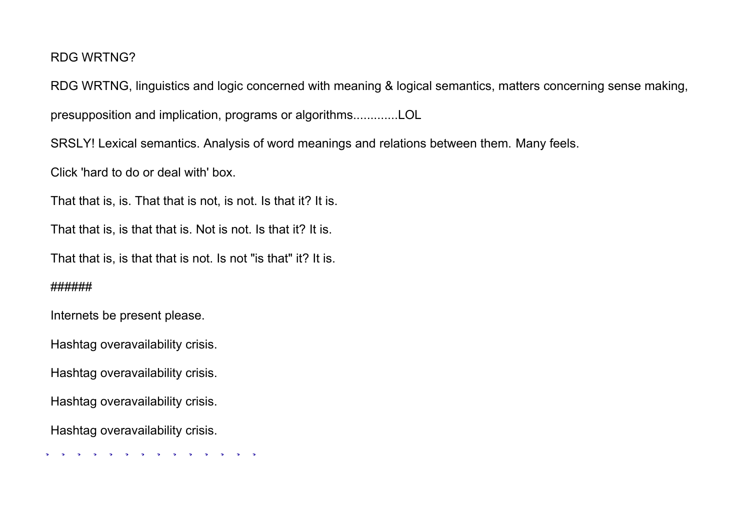RDG WRTNG?

RDG WRTNG, linguistics and logic concerned with meaning & logical semantics, matters concerning sense making, presupposition and implication, programs or algorithms.............LOL

SRSLY! Lexical semantics. Analysis of word meanings and relations between them. Many feels.

Click 'hard to do or deal with' box.

That that is, is. That that is not, is not. Is that it? It is.

That that is, is that that is. Not is not. Is that it? It is.

That that is, is that that is not. Is not "is that" it? It is.

######

Internets be present please.

Hashtag overavailability crisis.

Hashtag overavailability crisis.

Hashtag overavailability crisis.

Hashtag overavailability crisis.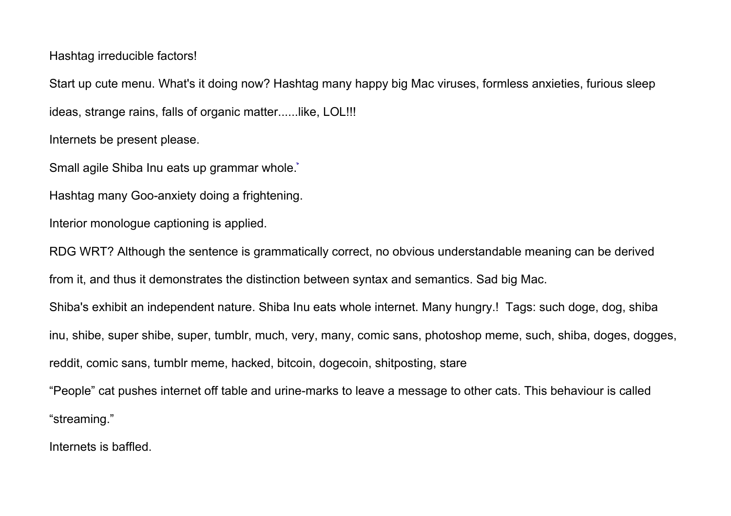Hashtag irreducible factors!

Start up cute menu. What's it doing now? Hashtag many happy big Mac viruses, formless anxieties, furious sleep ideas, strange rains, falls of organic matter......like, LOL!!!

Internets be present please.

Small agile Shiba Inu eats up grammar whole.

Hashtag many Goo-anxiety doing a frightening.

Interior monologue captioning is applied.

RDG WRT? Although the sentence is grammatically correct, no obvious understandable meaning can be derived from it, and thus it demonstrates the distinction between syntax and semantics. Sad big Mac.

Shiba's exhibit an independent nature. Shiba Inu eats whole internet. Many hungry.! Tags: such doge, dog, shiba inu, shibe, super shibe, super, tumblr, much, very, many, comic sans, photoshop meme, such, shiba, doges, dogges, reddit, comic sans, tumblr meme, hacked, bitcoin, dogecoin, shitposting, stare

“People” cat pushes internet off table and urine-marks to leave a message to other cats. This behaviour is called “streaming.”

Internets is baffled.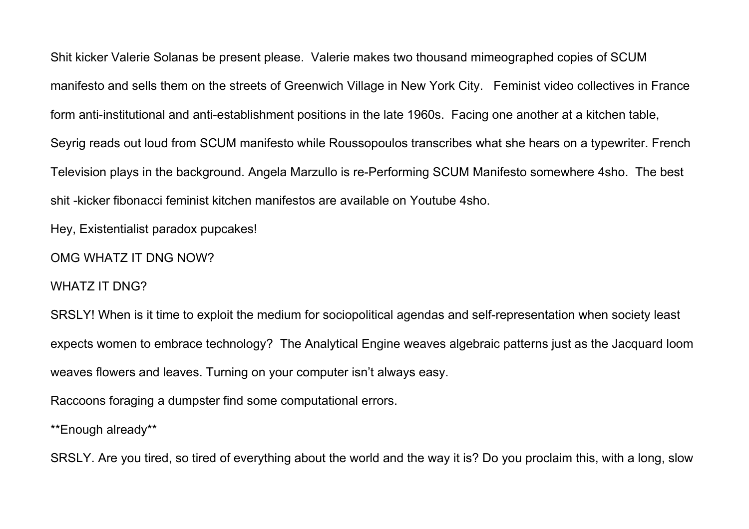Shit kicker Valerie Solanas be present please.  Valerie makes two thousand mimeographed copies of SCUM manifesto and sells them on the streets of Greenwich Village in New York City.   Feminist video collectives in France form anti-institutional and anti-establishment positions in the late 1960s.  Facing one another at a kitchen table, Seyrig reads out loud from SCUM manifesto while Roussopoulos transcribes what she hears on a typewriter. French Television plays in the background. Angela Marzullo is re-Performing SCUM Manifesto somewhere 4sho.  The best shit -kicker fibonacci feminist kitchen manifestos are available on Youtube 4sho.

Hey, Existentialist paradox pupcakes!

OMG WHATZ IT DNG NOW?

WHATZ IT DNG?

SRSLY! When is it time to exploit the medium for sociopolitical agendas and self-representation when society least expects women to embrace technology?  The Analytical Engine weaves algebraic patterns just as the Jacquard loom weaves flowers and leaves. Turning on your computer isn't always easy.

Raccoons foraging a dumpster find some computational errors.

**Enough already**

SRSLY. Are you tired, so tired of everything about the world and the way it is? Do you proclaim this, with a long, slow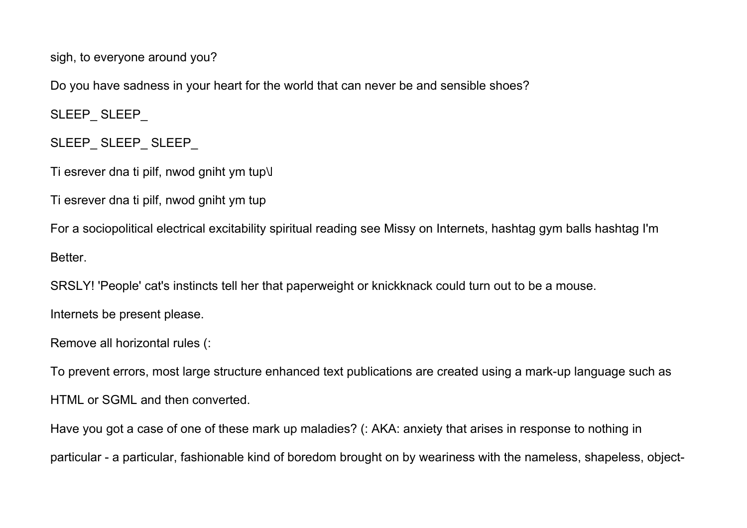sigh, to everyone around you?

Do you have sadness in your heart for the world that can never be and sensible shoes?

SLEEP_ SLEEP_

SLEEP_ SLEEP_ SLEEP_

Ti esrever dna ti pilf, nwod gniht ym tup\I

Ti esrever dna ti pilf, nwod gniht ym tup

For a sociopolitical electrical excitability spiritual reading see Missy on Internets, hashtag gym balls hashtag I'm Better.

SRSLY! 'People' cat's instincts tell her that paperweight or knickknack could turn out to be a mouse.

Internets be present please.

Remove all horizontal rules (:

To prevent errors, most large structure enhanced text publications are created using a mark-up language such as HTML or SGML and then converted.

Have you got a case of one of these mark up maladies? (: AKA: anxiety that arises in response to nothing in particular - a particular, fashionable kind of boredom brought on by weariness with the nameless, shapeless, object-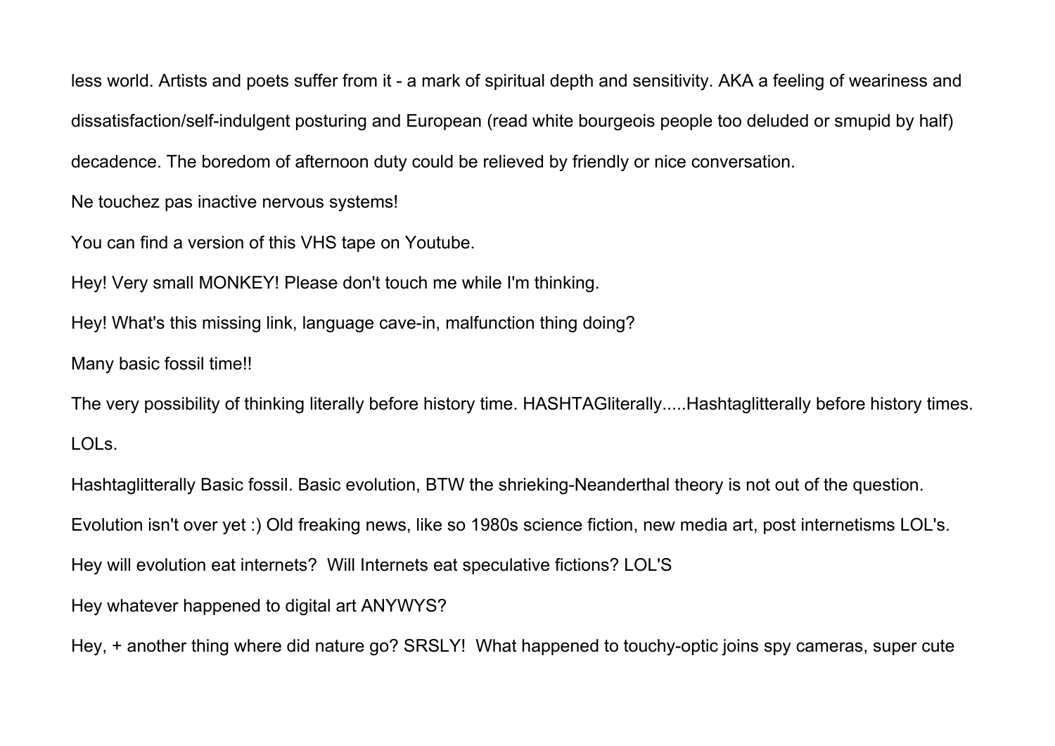less world. Artists and poets suffer from it - a mark of spiritual depth and sensitivity. AKA a feeling of weariness and dissatisfaction/self-indulgent posturing and European (read white bourgeois people too deluded or smupid by half) decadence. The boredom of afternoon duty could be relieved by friendly or nice conversation.

Ne touchez pas inactive nervous systems!

You can find a version of this VHS tape on Youtube.

Hey! Very small MONKEY! Please don't touch me while I'm thinking.

Hey! What's this missing link, language cave-in, malfunction thing doing?

Many basic fossil time!!

The very possibility of thinking literally before history time. HASHTAGliterally.....Hashtaglitterally before history times. LOLs.

Hashtaglitterally Basic fossil. Basic evolution, BTW the shrieking-Neanderthal theory is not out of the question.

Evolution isn't over yet :) Old freaking news, like so 1980s science fiction, new media art, post internetisms LOL's.

Hey will evolution eat internets? Will Internets eat speculative fictions? LOL'S

Hey whatever happened to digital art ANYWYS?

Hey, + another thing where did nature go? SRSLY! What happened to touchy-optic joins spy cameras, super cute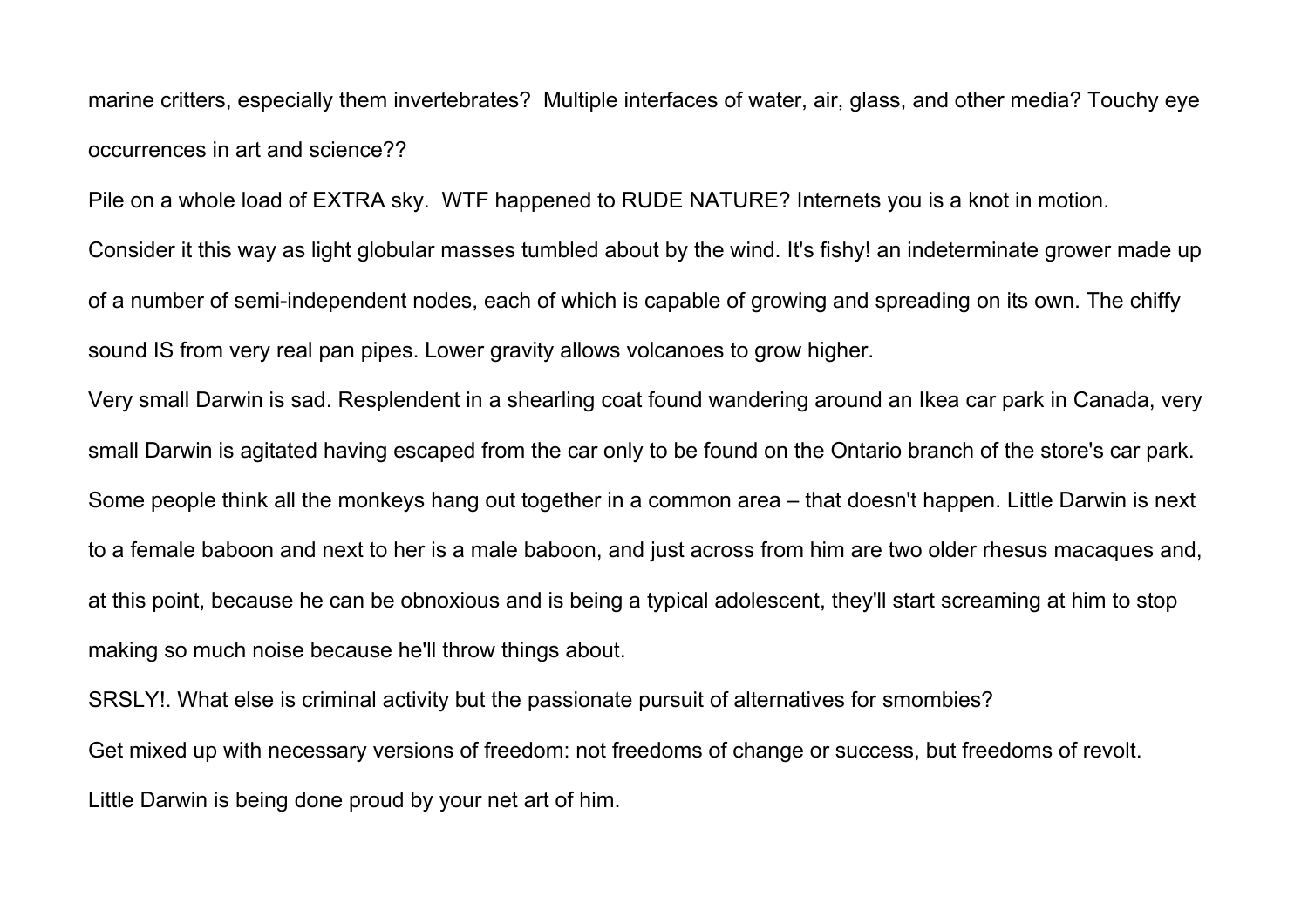marine critters, especially them invertebrates? Multiple interfaces of water, air, glass, and other media? Touchy eye occurrences in art and science??

Pile on a whole load of EXTRA sky. WTF happened to RUDE NATURE? Internets you is a knot in motion.

Consider it this way as light globular masses tumbled about by the wind. It's fishy! an indeterminate grower made up of a number of semi-independent nodes, each of which is capable of growing and spreading on its own. The chiffy sound IS from very real pan pipes. Lower gravity allows volcanoes to grow higher.

Very small Darwin is sad. Resplendent in a shearling coat found wandering around an Ikea car park in Canada, very small Darwin is agitated having escaped from the car only to be found on the Ontario branch of the store's car park. Some people think all the monkeys hang out together in a common area – that doesn't happen. Little Darwin is next to a female baboon and next to her is a male baboon, and just across from him are two older rhesus macaques and, at this point, because he can be obnoxious and is being a typical adolescent, they'll start screaming at him to stop making so much noise because he'll throw things about.

SRSLY!. What else is criminal activity but the passionate pursuit of alternatives for smombies?

Get mixed up with necessary versions of freedom: not freedoms of change or success, but freedoms of revolt.

Little Darwin is being done proud by your net art of him.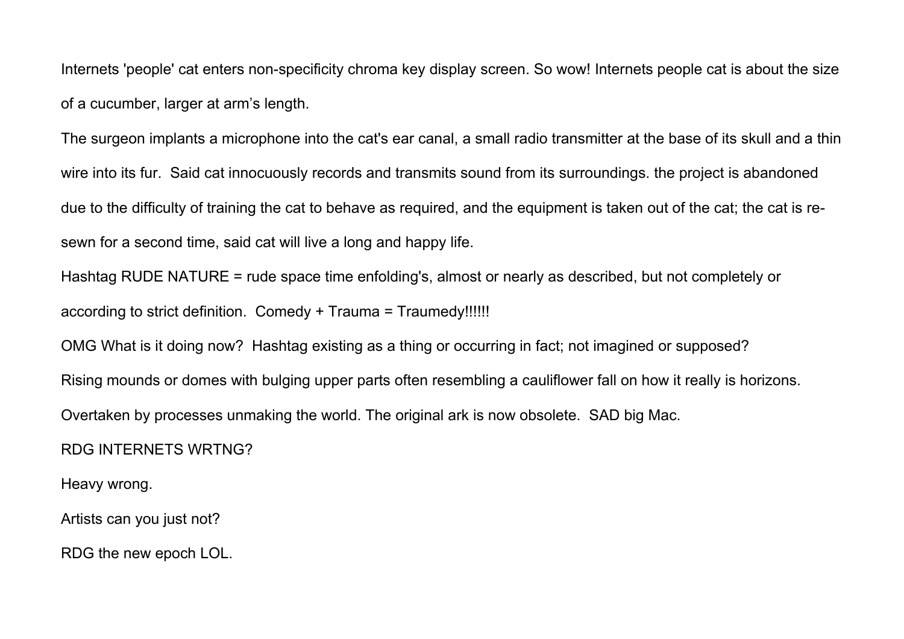Internets 'people' cat enters non-specificity chroma key display screen. So wow! Internets people cat is about the size of a cucumber, larger at arm's length.

The surgeon implants a microphone into the cat's ear canal, a small radio transmitter at the base of its skull and a thin wire into its fur.  Said cat innocuously records and transmits sound from its surroundings. the project is abandoned due to the difficulty of training the cat to behave as required, and the equipment is taken out of the cat; the cat is re-sewn for a second time, said cat will live a long and happy life.

Hashtag RUDE NATURE = rude space time enfolding's, almost or nearly as described, but not completely or according to strict definition.  Comedy + Trauma = Traumedy!!!!!!

OMG What is it doing now?  Hashtag existing as a thing or occurring in fact; not imagined or supposed?

Rising mounds or domes with bulging upper parts often resembling a cauliflower fall on how it really is horizons.

Overtaken by processes unmaking the world. The original ark is now obsolete.  SAD big Mac.

RDG INTERNETS WRTNG?

Heavy wrong.

Artists can you just not?

RDG the new epoch LOL.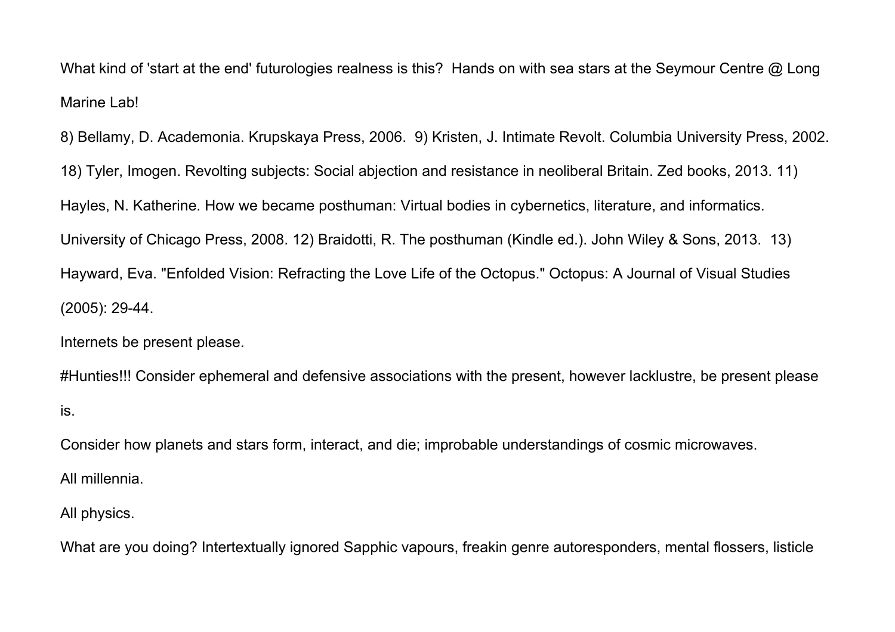What kind of 'start at the end' futurologies realness is this?  Hands on with sea stars at the Seymour Centre @ Long Marine Lab!

8) Bellamy, D. Academonia. Krupskaya Press, 2006.  9) Kristen, J. Intimate Revolt. Columbia University Press, 2002. 18) Tyler, Imogen. Revolting subjects: Social abjection and resistance in neoliberal Britain. Zed books, 2013. 11) Hayles, N. Katherine. How we became posthuman: Virtual bodies in cybernetics, literature, and informatics. University of Chicago Press, 2008. 12) Braidotti, R. The posthuman (Kindle ed.). John Wiley & Sons, 2013.  13) Hayward, Eva. "Enfolded Vision: Refracting the Love Life of the Octopus." Octopus: A Journal of Visual Studies (2005): 29-44.

Internets be present please.

#Hunties!!! Consider ephemeral and defensive associations with the present, however lacklustre, be present please is.

Consider how planets and stars form, interact, and die; improbable understandings of cosmic microwaves.

All millennia.

All physics.

What are you doing? Intertextually ignored Sapphic vapours, freakin genre autoresponders, mental flossers, listicle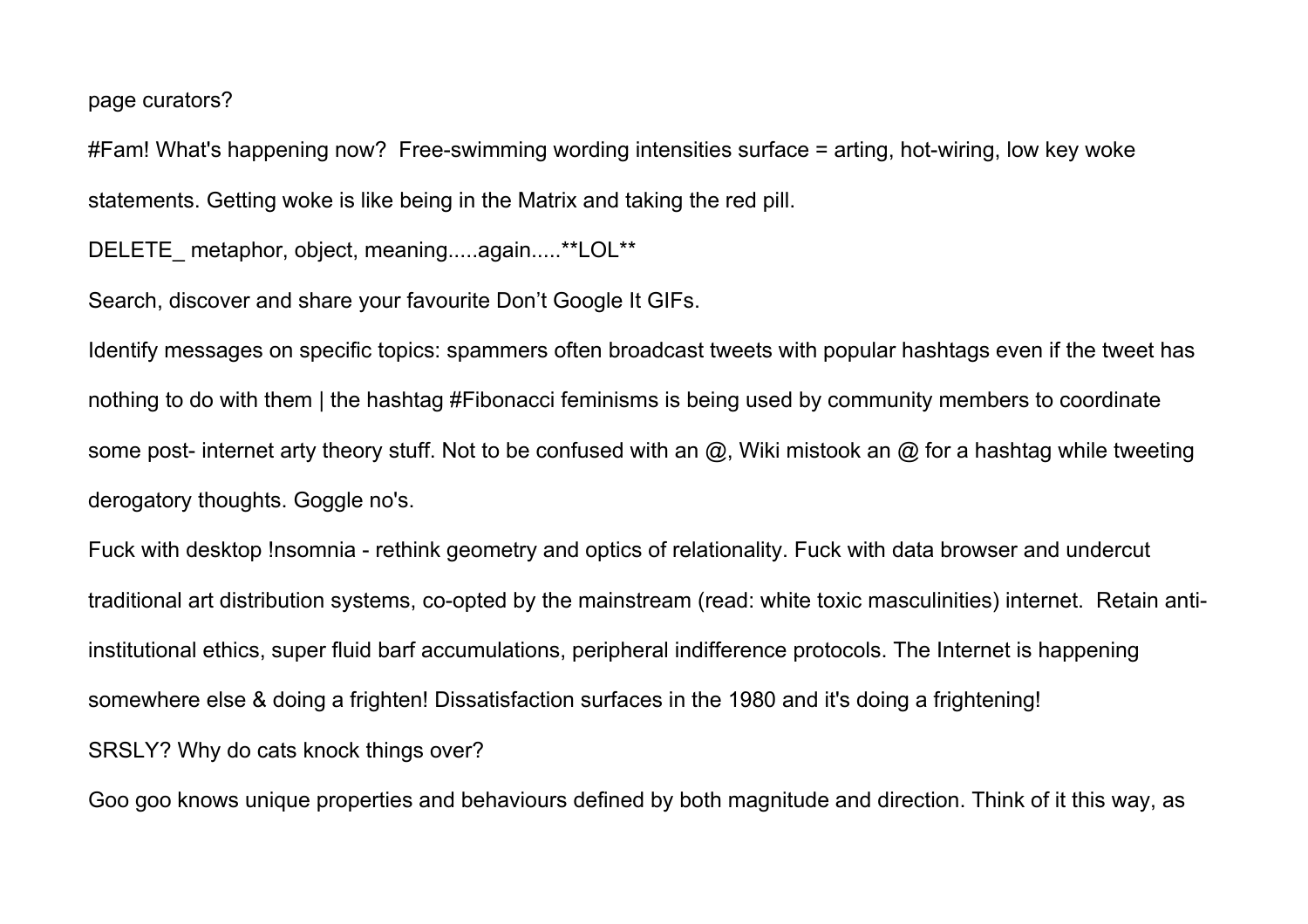page curators?

#Fam! What's happening now?  Free-swimming wording intensities surface = arting, hot-wiring, low key woke statements. Getting woke is like being in the Matrix and taking the red pill.

DELETE_ metaphor, object, meaning.....again.....**LOL**

Search, discover and share your favourite Don't Google It GIFs.

Identify messages on specific topics: spammers often broadcast tweets with popular hashtags even if the tweet has nothing to do with them | the hashtag #Fibonacci feminisms is being used by community members to coordinate some post- internet arty theory stuff. Not to be confused with an @, Wiki mistook an @ for a hashtag while tweeting derogatory thoughts. Goggle no's.

Fuck with desktop !nsomnia - rethink geometry and optics of relationality. Fuck with data browser and undercut traditional art distribution systems, co-opted by the mainstream (read: white toxic masculinities) internet.  Retain anti-institutional ethics, super fluid barf accumulations, peripheral indifference protocols. The Internet is happening somewhere else & doing a frighten! Dissatisfaction surfaces in the 1980 and it's doing a frightening!

SRSLY? Why do cats knock things over?

Goo goo knows unique properties and behaviours defined by both magnitude and direction. Think of it this way, as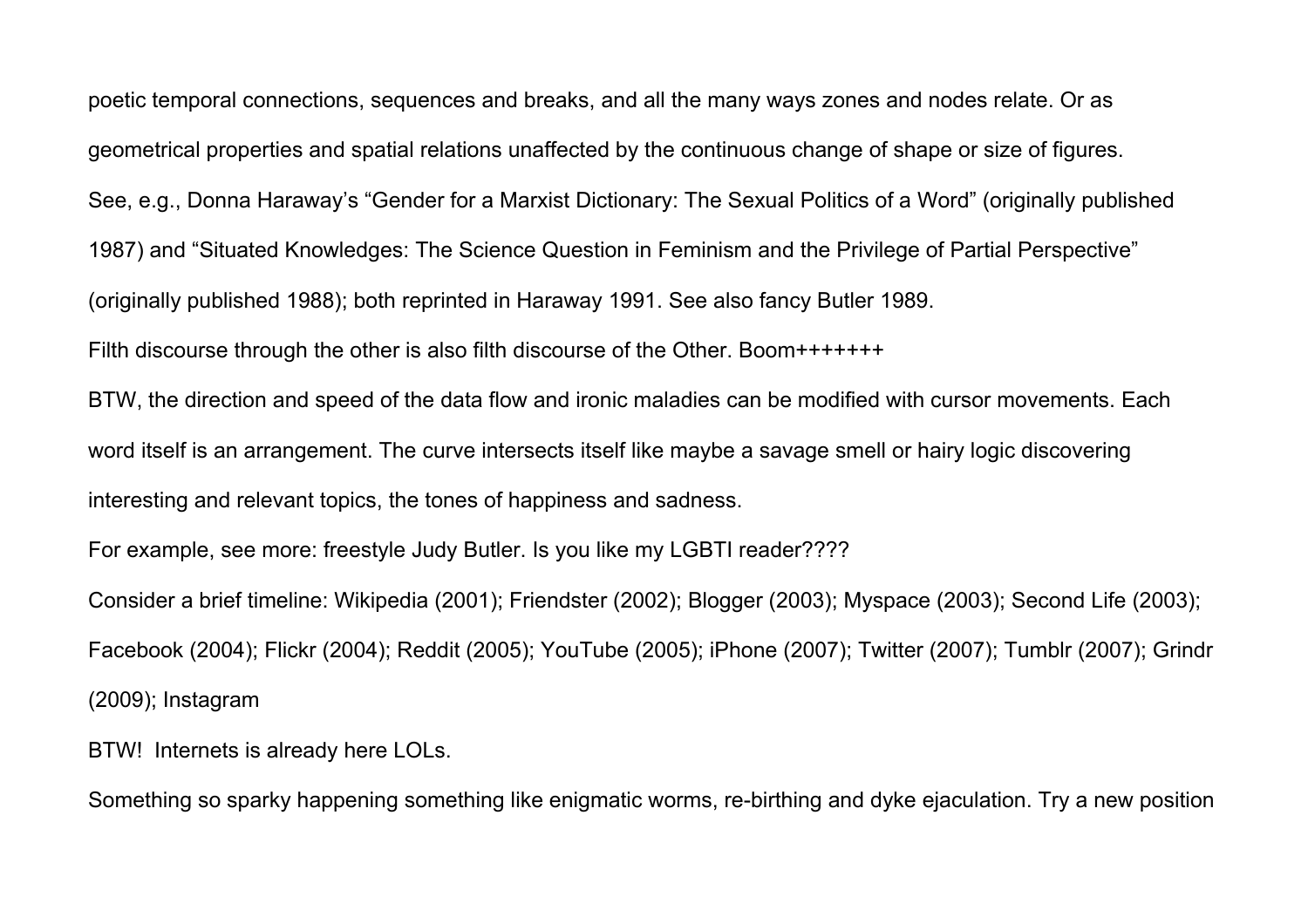poetic temporal connections, sequences and breaks, and all the many ways zones and nodes relate. Or as geometrical properties and spatial relations unaffected by the continuous change of shape or size of figures.

See, e.g., Donna Haraway's "Gender for a Marxist Dictionary: The Sexual Politics of a Word" (originally published 1987) and "Situated Knowledges: The Science Question in Feminism and the Privilege of Partial Perspective" (originally published 1988); both reprinted in Haraway 1991. See also fancy Butler 1989.

Filth discourse through the other is also filth discourse of the Other. Boom+++++++

BTW, the direction and speed of the data flow and ironic maladies can be modified with cursor movements. Each word itself is an arrangement. The curve intersects itself like maybe a savage smell or hairy logic discovering interesting and relevant topics, the tones of happiness and sadness.

For example, see more: freestyle Judy Butler. Is you like my LGBTI reader????

Consider a brief timeline: Wikipedia (2001); Friendster (2002); Blogger (2003); Myspace (2003); Second Life (2003); Facebook (2004); Flickr (2004); Reddit (2005); YouTube (2005); iPhone (2007); Twitter (2007); Tumblr (2007); Grindr (2009); Instagram

BTW!  Internets is already here LOLs.

Something so sparky happening something like enigmatic worms, re-birthing and dyke ejaculation. Try a new position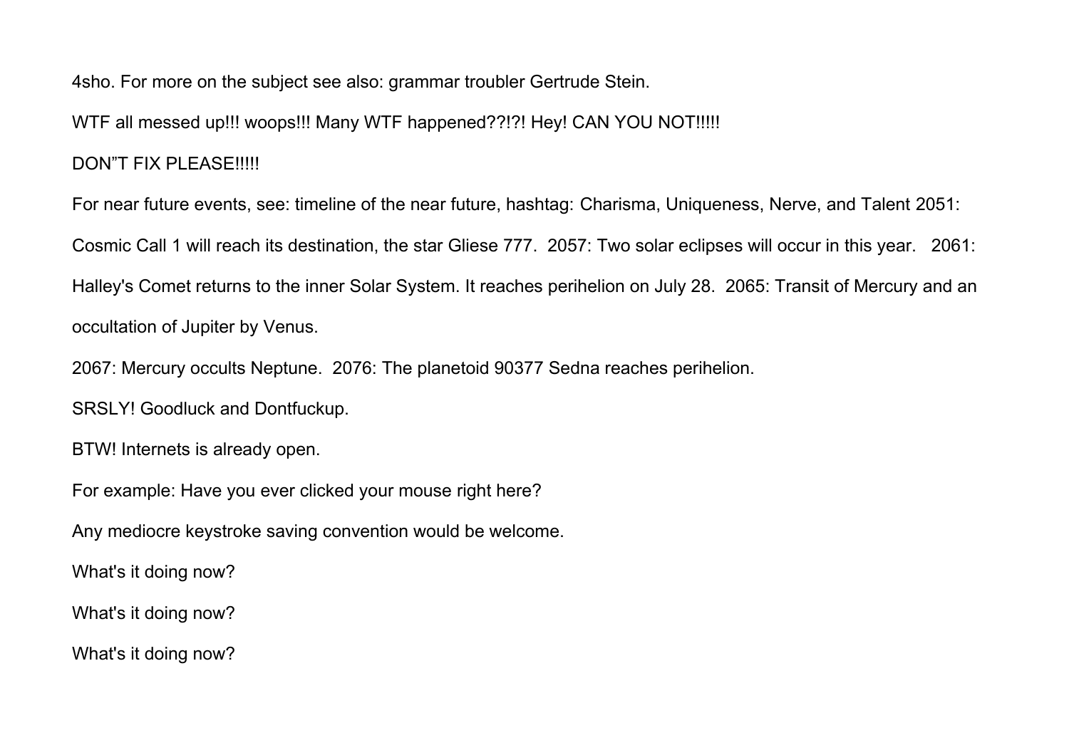4sho. For more on the subject see also: grammar troubler Gertrude Stein.

WTF all messed up!!! woops!!! Many WTF happened??!?! Hey! CAN YOU NOT!!!!!

DON"T FIX PLEASE!!!!!

For near future events, see: timeline of the near future, hashtag: Charisma, Uniqueness, Nerve, and Talent 2051: Cosmic Call 1 will reach its destination, the star Gliese 777.  2057: Two solar eclipses will occur in this year.   2061: Halley's Comet returns to the inner Solar System. It reaches perihelion on July 28.  2065: Transit of Mercury and an occultation of Jupiter by Venus.

2067: Mercury occults Neptune.  2076: The planetoid 90377 Sedna reaches perihelion.

SRSLY! Goodluck and Dontfuckup.

BTW! Internets is already open.

For example: Have you ever clicked your mouse right here?

Any mediocre keystroke saving convention would be welcome.

What's it doing now?

What's it doing now?

What's it doing now?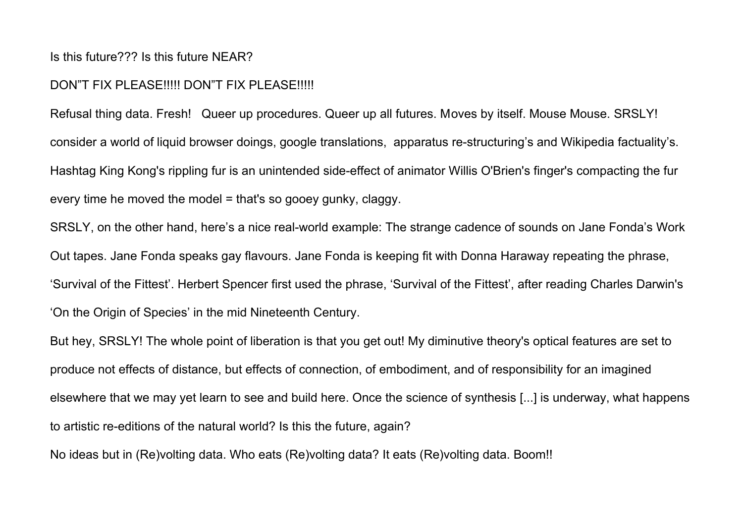Is this future??? Is this future NEAR?

DON"T FIX PLEASE!!!!! DON"T FIX PLEASE!!!!!

Refusal thing data. Fresh!   Queer up procedures. Queer up all futures. Moves by itself. Mouse Mouse. SRSLY! consider a world of liquid browser doings, google translations,  apparatus re-structuring's and Wikipedia factuality's. Hashtag King Kong's rippling fur is an unintended side-effect of animator Willis O'Brien's finger's compacting the fur every time he moved the model = that's so gooey gunky, claggy.

SRSLY, on the other hand, here's a nice real-world example: The strange cadence of sounds on Jane Fonda's Work Out tapes. Jane Fonda speaks gay flavours. Jane Fonda is keeping fit with Donna Haraway repeating the phrase, 'Survival of the Fittest'. Herbert Spencer first used the phrase, 'Survival of the Fittest', after reading Charles Darwin's 'On the Origin of Species' in the mid Nineteenth Century.

But hey, SRSLY! The whole point of liberation is that you get out! My diminutive theory's optical features are set to produce not effects of distance, but effects of connection, of embodiment, and of responsibility for an imagined elsewhere that we may yet learn to see and build here. Once the science of synthesis [...] is underway, what happens to artistic re-editions of the natural world? Is this the future, again?

No ideas but in (Re)volting data. Who eats (Re)volting data? It eats (Re)volting data. Boom!!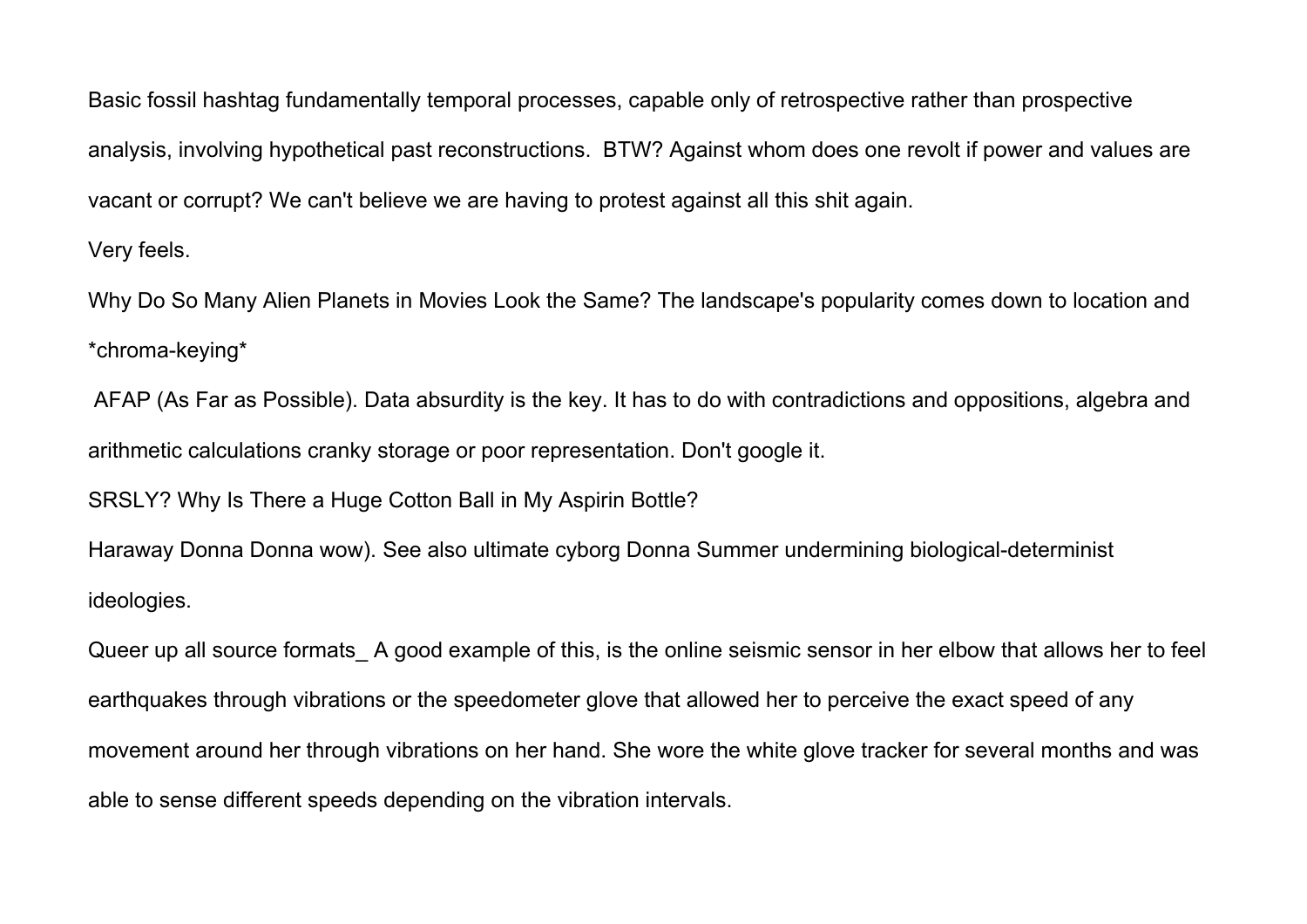Basic fossil hashtag fundamentally temporal processes, capable only of retrospective rather than prospective analysis, involving hypothetical past reconstructions.  BTW? Against whom does one revolt if power and values are vacant or corrupt? We can't believe we are having to protest against all this shit again.

Very feels.

Why Do So Many Alien Planets in Movies Look the Same? The landscape's popularity comes down to location and *chroma-keying*

AFAP (As Far as Possible). Data absurdity is the key. It has to do with contradictions and oppositions, algebra and arithmetic calculations cranky storage or poor representation. Don't google it.

SRSLY? Why Is There a Huge Cotton Ball in My Aspirin Bottle?

Haraway Donna Donna wow). See also ultimate cyborg Donna Summer undermining biological-determinist ideologies.

Queer up all source formats_ A good example of this, is the online seismic sensor in her elbow that allows her to feel earthquakes through vibrations or the speedometer glove that allowed her to perceive the exact speed of any movement around her through vibrations on her hand. She wore the white glove tracker for several months and was able to sense different speeds depending on the vibration intervals.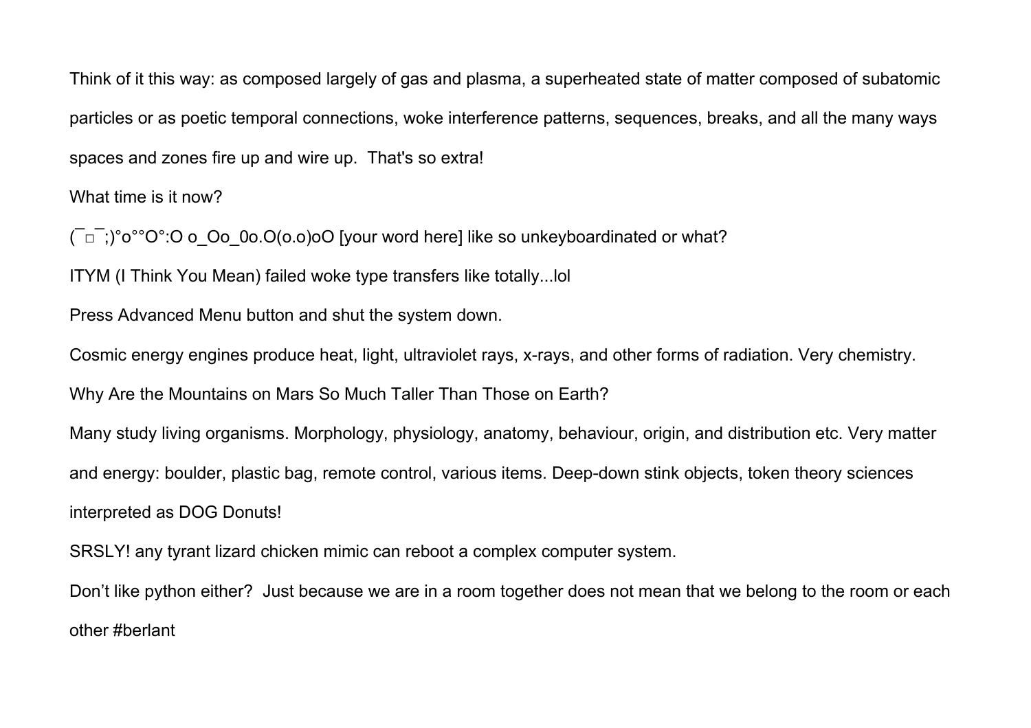Think of it this way: as composed largely of gas and plasma, a superheated state of matter composed of subatomic particles or as poetic temporal connections, woke interference patterns, sequences, breaks, and all the many ways spaces and zones fire up and wire up.  That's so extra!

What time is it now?

(¯□¯;)°o°°O°:O o_Oo_0o.O(o.o)oO [your word here] like so unkeyboardinated or what?

ITYM (I Think You Mean) failed woke type transfers like totally...lol

Press Advanced Menu button and shut the system down.

Cosmic energy engines produce heat, light, ultraviolet rays, x-rays, and other forms of radiation. Very chemistry.

Why Are the Mountains on Mars So Much Taller Than Those on Earth?

Many study living organisms. Morphology, physiology, anatomy, behaviour, origin, and distribution etc. Very matter and energy: boulder, plastic bag, remote control, various items. Deep-down stink objects, token theory sciences interpreted as DOG Donuts!

SRSLY! any tyrant lizard chicken mimic can reboot a complex computer system.

Don't like python either?  Just because we are in a room together does not mean that we belong to the room or each other #berlant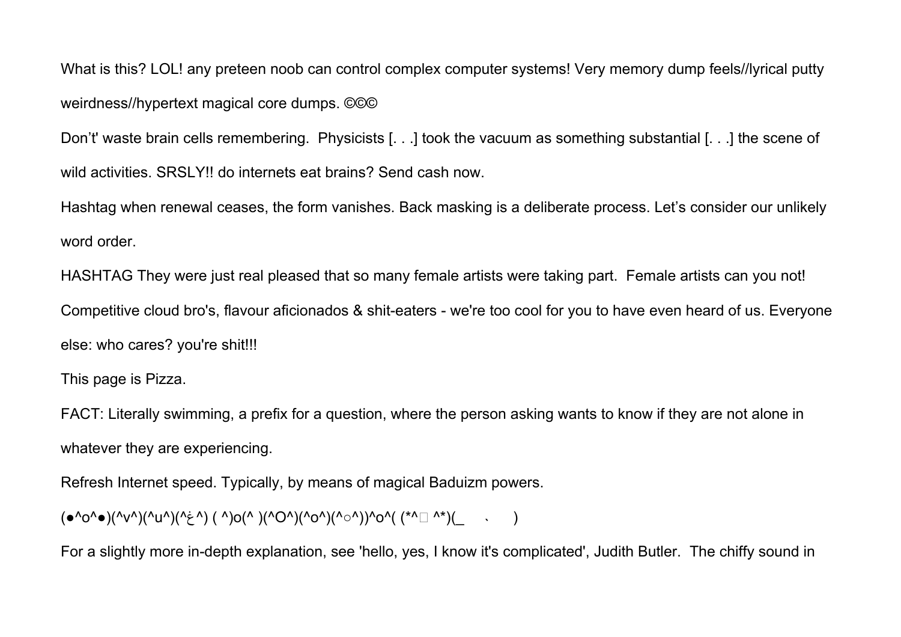What is this? LOL! any preteen noob can control complex computer systems! Very memory dump feels//lyrical putty weirdness//hypertext magical core dumps. ©©©

Don't' waste brain cells remembering.  Physicists [. . .] took the vacuum as something substantial [. . .] the scene of wild activities. SRSLY!! do internets eat brains? Send cash now.

Hashtag when renewal ceases, the form vanishes. Back masking is a deliberate process. Let's consider our unlikely word order.

HASHTAG They were just real pleased that so many female artists were taking part.  Female artists can you not!

Competitive cloud bro's, flavour aficionados & shit-eaters - we're too cool for you to have even heard of us. Everyone else: who cares? you're shit!!!

This page is Pizza.

FACT: Literally swimming, a prefix for a question, where the person asking wants to know if they are not alone in whatever they are experiencing.

Refresh Internet speed. Typically, by means of magical Baduizm powers.

(●^o^●)(^v^)(^u^)(^ڠ^) ( ^)o(^ )(^O^)(^o^)(^○^))^o^( (*^▯ ^*)(_　、　)

For a slightly more in-depth explanation, see 'hello, yes, I know it's complicated', Judith Butler.  The chiffy sound in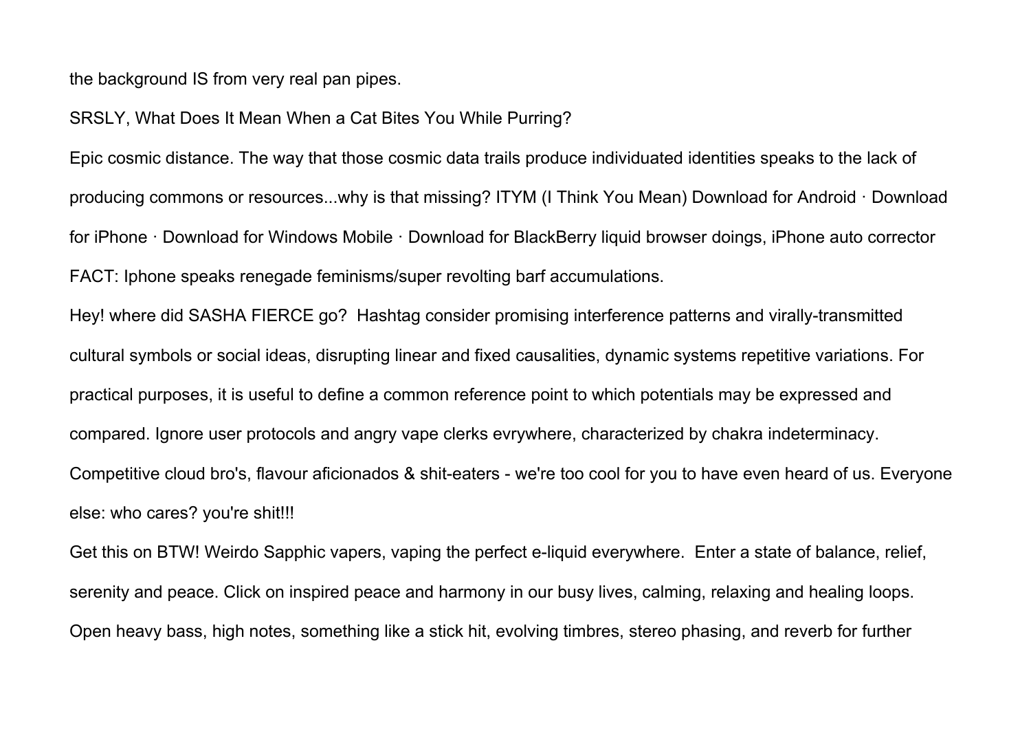the background IS from very real pan pipes.

SRSLY, What Does It Mean When a Cat Bites You While Purring?

Epic cosmic distance. The way that those cosmic data trails produce individuated identities speaks to the lack of producing commons or resources...why is that missing? ITYM (I Think You Mean) Download for Android · Download for iPhone · Download for Windows Mobile · Download for BlackBerry liquid browser doings, iPhone auto corrector FACT: Iphone speaks renegade feminisms/super revolting barf accumulations.

Hey! where did SASHA FIERCE go?  Hashtag consider promising interference patterns and virally-transmitted cultural symbols or social ideas, disrupting linear and fixed causalities, dynamic systems repetitive variations. For practical purposes, it is useful to define a common reference point to which potentials may be expressed and compared. Ignore user protocols and angry vape clerks evrywhere, characterized by chakra indeterminacy. Competitive cloud bro's, flavour aficionados & shit-eaters - we're too cool for you to have even heard of us. Everyone else: who cares? you're shit!!!

Get this on BTW! Weirdo Sapphic vapers, vaping the perfect e-liquid everywhere.  Enter a state of balance, relief, serenity and peace. Click on inspired peace and harmony in our busy lives, calming, relaxing and healing loops. Open heavy bass, high notes, something like a stick hit, evolving timbres, stereo phasing, and reverb for further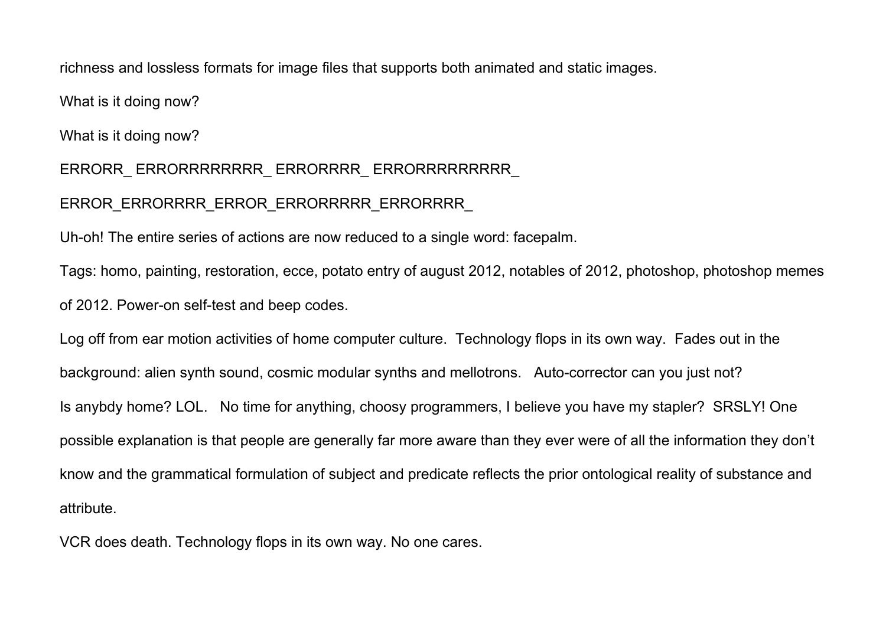richness and lossless formats for image files that supports both animated and static images.

What is it doing now?

What is it doing now?

ERRORR_ ERRORRRRRRRR_ ERRORRRR_ ERRORRRRRRRRR_

ERROR_ERRORRRR_ERROR_ERRORRRR_ERRORRRR_

Uh-oh! The entire series of actions are now reduced to a single word: facepalm.

Tags: homo, painting, restoration, ecce, potato entry of august 2012, notables of 2012, photoshop, photoshop memes of 2012. Power-on self-test and beep codes.

Log off from ear motion activities of home computer culture. Technology flops in its own way. Fades out in the background: alien synth sound, cosmic modular synths and mellotrons. Auto-corrector can you just not?

Is anybdy home? LOL. No time for anything, choosy programmers, I believe you have my stapler? SRSLY! One possible explanation is that people are generally far more aware than they ever were of all the information they don't know and the grammatical formulation of subject and predicate reflects the prior ontological reality of substance and attribute.

VCR does death. Technology flops in its own way. No one cares.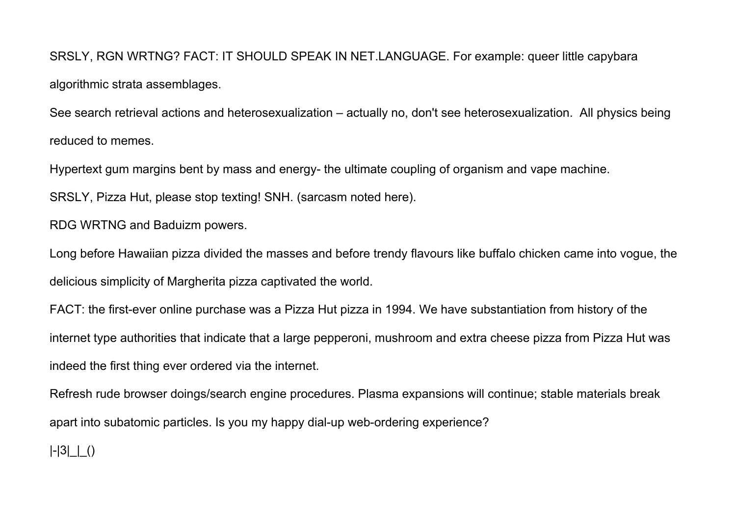SRSLY, RGN WRTNG? FACT: IT SHOULD SPEAK IN NET.LANGUAGE. For example: queer little capybara algorithmic strata assemblages.

See search retrieval actions and heterosexualization – actually no, don't see heterosexualization.  All physics being reduced to memes.

Hypertext gum margins bent by mass and energy- the ultimate coupling of organism and vape machine.

SRSLY, Pizza Hut, please stop texting! SNH. (sarcasm noted here).

RDG WRTNG and Baduizm powers.

Long before Hawaiian pizza divided the masses and before trendy flavours like buffalo chicken came into vogue, the delicious simplicity of Margherita pizza captivated the world.

FACT: the first-ever online purchase was a Pizza Hut pizza in 1994. We have substantiation from history of the internet type authorities that indicate that a large pepperoni, mushroom and extra cheese pizza from Pizza Hut was indeed the first thing ever ordered via the internet.

Refresh rude browser doings/search engine procedures. Plasma expansions will continue; stable materials break apart into subatomic particles. Is you my happy dial-up web-ordering experience?

|-|3|_|_()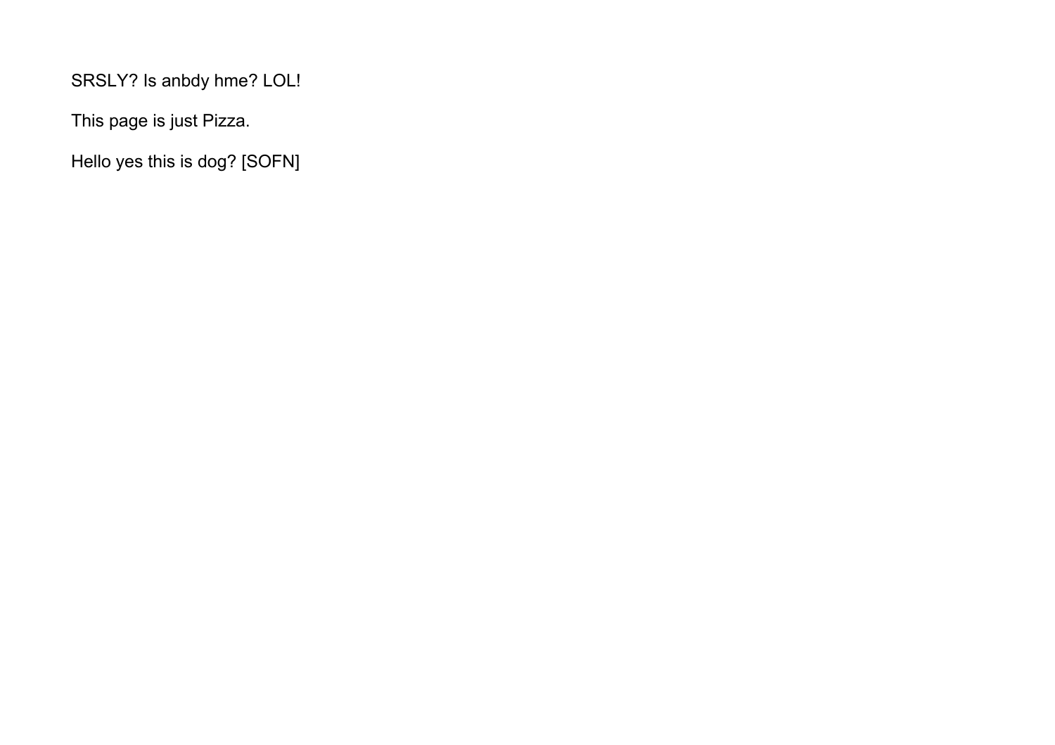SRSLY? Is anbdy hme? LOL!

This page is just Pizza.

Hello yes this is dog? [SOFN]